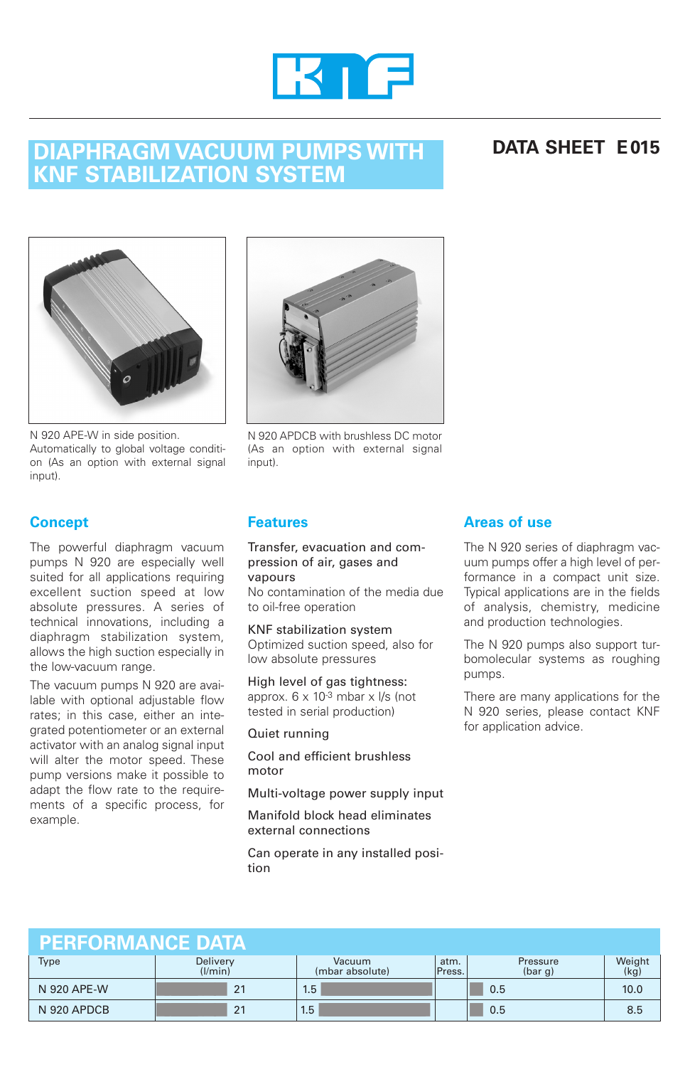# DIAPHRAGM VACUUM PUMPS WITH KNF STABILIZATION SYSTEM

**DATA SHEET E 015**

N 920 APE-W in side position. Automatically to global voltage condition (As an option with external signal input).

N 920 APDCB with brushless DC motor (As an option with external signal input).

## Concept

The powerful diaphragm vacuum pumps N 920 are especially well suited for all applications requiring excellent suction speed at low absolute pressures. A series of technical innovations, including a diaphragm stabilization system, allows the high suction especially in the low-vacuum range.

The vacuum pumps N 920 are available with optional adjustable flow rates; in this case, either an integrated potentiometer or an external activator with an analog signal input will alter the motor speed. These pump versions make it possible to adapt the flow rate to the requirements of a specific process, for example.

## Features

Transfer, evacuation and compression of air, gases and vapours
No contamination of the media due to oil-free operation

KNF stabilization system
Optimized suction speed, also for low absolute pressures

High level of gas tightness:
approx. 6 x $10^{-3}$ mbar x l/s (not tested in serial production)

Quiet running

Cool and efficient brushless motor

Multi-voltage power supply input

Manifold block head eliminates external connections

Can operate in any installed position

## Areas of use

The N 920 series of diaphragm vacuum pumps offer a high level of performance in a compact unit size. Typical applications are in the fields of analysis, chemistry, medicine and production technologies.

The N 920 pumps also support turbomolecular systems as roughing pumps.

There are many applications for the N 920 series, please contact KNF for application advice.

## PERFORMANCE DATA

| Type | Delivery (l/min) | Vacuum (mbar absolute) | atm. Press. | Pressure (bar g) | Weight (kg) |
|---|---|---|---|---|---|
| N 920 APE-W | 21 | 1.5 | | 0.5 | 10.0 |
| N 920 APDCB | 21 | 1.5 | | 0.5 | 8.5 |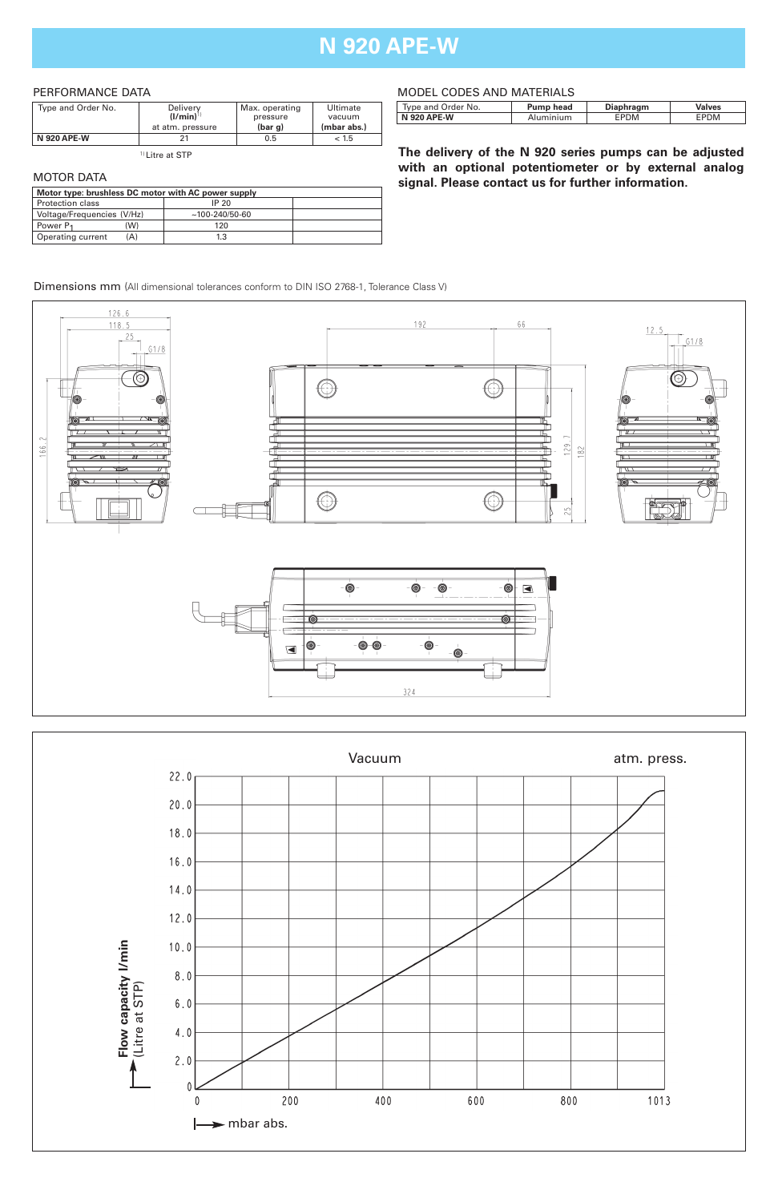# N 920 APE-W

## PERFORMANCE DATA

| Type and Order No. | Delivery (l/min)[1] at atm. pressure | Max. operating pressure (bar g) | Ultimate vacuum (mbar abs.) |
|---|---|---|---|
| **N 920 APE-W** | 21 | 0.5 | < 1.5 |

[1] Litre at STP

## MOTOR DATA

| Motor type: brushless DC motor with AC power supply | | |
|---|---|---|
| Protection class | IP 20 | |
| Voltage/Frequencies (V/Hz) | ~100-240/50-60 | |
| Power $P_1$ (W) | 120 | |
| Operating current (A) | 1.3 | |

## MODEL CODES AND MATERIALS

| Type and Order No. | Pump head | Diaphragm | Valves |
|---|---|---|---|
| **N 920 APE-W** | Aluminium | EPDM | EPDM |

**The delivery of the N 920 series pumps can be adjusted with an optional potentiometer or by external analog signal. Please contact us for further information.**

Dimensions mm (All dimensional tolerances conform to DIN ISO 2768-1, Tolerance Class V)

126.6, 118.5, 25, G1/8, 166.2, 192, 66, 129.7, 182, 25, 12.5, G1/8, 324

Vacuum — atm. press.

Flow capacity l/min (Litre at STP)

0, 2.0, 4.0, 6.0, 8.0, 10.0, 12.0, 14.0, 16.0, 18.0, 20.0, 22.0

0, 200, 400, 600, 800, 1013

mbar abs.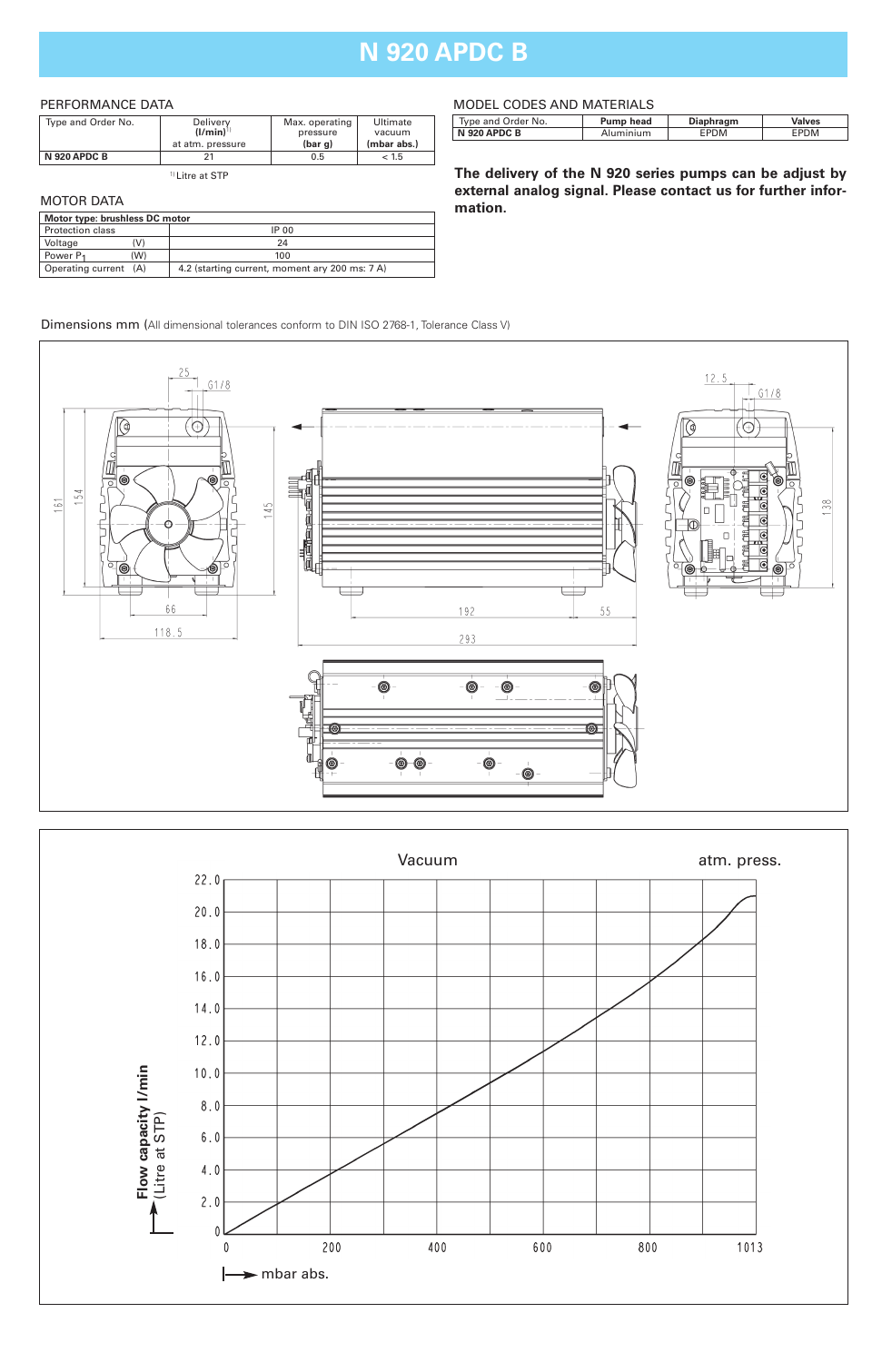# N 920 APDC B

## PERFORMANCE DATA

| Type and Order No. | Delivery (l/min)[1] at atm. pressure | Max. operating pressure (bar g) | Ultimate vacuum (mbar abs.) |
|---|---|---|---|
| **N 920 APDC B** | 21 | 0.5 | < 1.5 |

[1] Litre at STP

## MOTOR DATA

| Motor type: brushless DC motor | |
|---|---|
| Protection class | IP 00 |
| Voltage (V) | 24 |
| Power $P_1$ (W) | 100 |
| Operating current (A) | 4.2 (starting current, moment ary 200 ms: 7 A) |

## MODEL CODES AND MATERIALS

| Type and Order No. | Pump head | Diaphragm | Valves |
|---|---|---|---|
| **N 920 APDC B** | Aluminium | EPDM | EPDM |

**The delivery of the N 920 series pumps can be adjust by external analog signal. Please contact us for further information.**

Dimensions mm (All dimensional tolerances conform to DIN ISO 2768-1, Tolerance Class V)

Vacuum — atm. press.

Flow capacity l/min (Litre at STP)

mbar abs.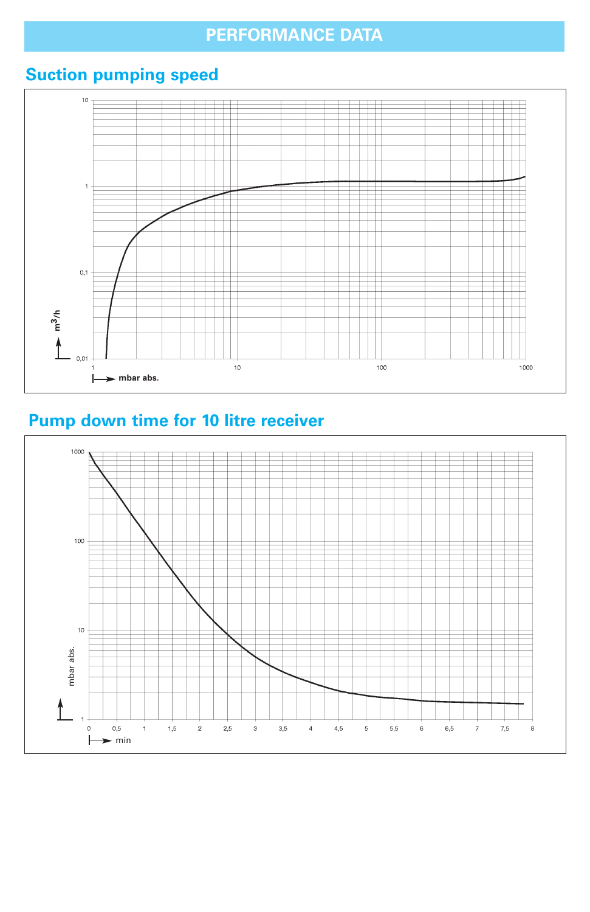# PERFORMANCE DATA

## Suction pumping speed

## Pump down time for 10 litre receiver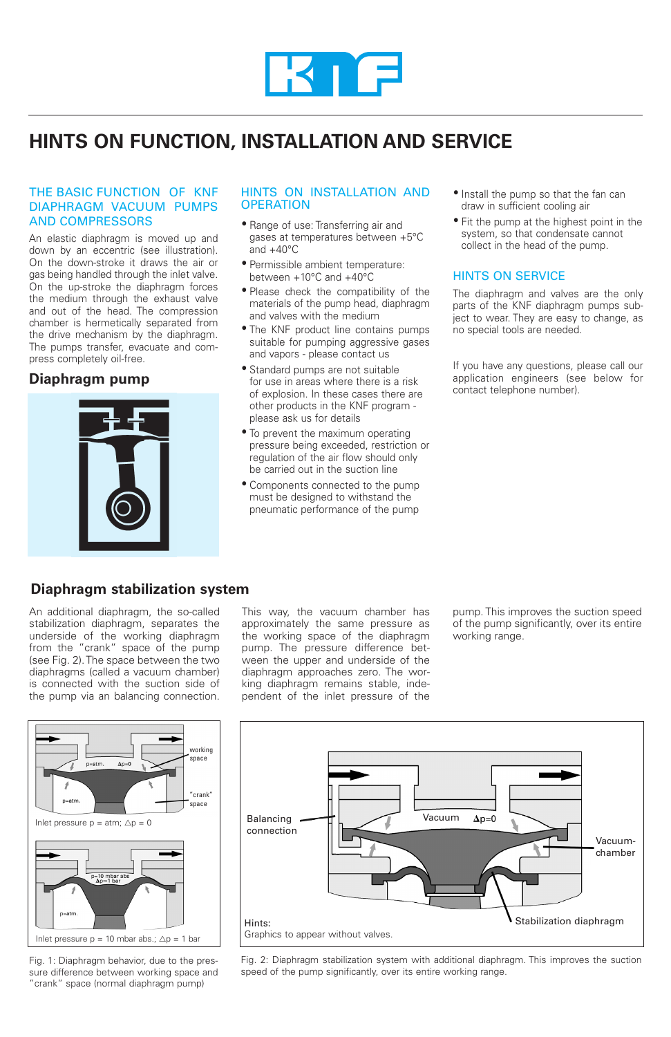# HINTS ON FUNCTION, INSTALLATION AND SERVICE

## THE BASIC FUNCTION OF KNF DIAPHRAGM VACUUM PUMPS AND COMPRESSORS

An elastic diaphragm is moved up and down by an eccentric (see illustration). On the down-stroke it draws the air or gas being handled through the inlet valve. On the up-stroke the diaphragm forces the medium through the exhaust valve and out of the head. The compression chamber is hermetically separated from the drive mechanism by the diaphragm. The pumps transfer, evacuate and compress completely oil-free.

### Diaphragm pump

## HINTS ON INSTALLATION AND OPERATION

- Range of use: Transferring air and gases at temperatures between +5°C and +40°C
- Permissible ambient temperature: between +10°C and +40°C
- Please check the compatibility of the materials of the pump head, diaphragm and valves with the medium
- The KNF product line contains pumps suitable for pumping aggressive gases and vapors - please contact us
- Standard pumps are not suitable for use in areas where there is a risk of explosion. In these cases there are other products in the KNF program - please ask us for details
- To prevent the maximum operating pressure being exceeded, restriction or regulation of the air flow should only be carried out in the suction line
- Components connected to the pump must be designed to withstand the pneumatic performance of the pump
- Install the pump so that the fan can draw in sufficient cooling air
- Fit the pump at the highest point in the system, so that condensate cannot collect in the head of the pump.

## HINTS ON SERVICE

The diaphragm and valves are the only parts of the KNF diaphragm pumps subject to wear. They are easy to change, as no special tools are needed.

If you have any questions, please call our application engineers (see below for contact telephone number).

## Diaphragm stabilization system

An additional diaphragm, the so-called stabilization diaphragm, separates the underside of the working diaphragm from the "crank" space of the pump (see Fig. 2). The space between the two diaphragms (called a vacuum chamber) is connected with the suction side of the pump via an balancing connection. This way, the vacuum chamber has approximately the same pressure as the working space of the diaphragm pump. The pressure difference between the upper and underside of the diaphragm approaches zero. The working diaphragm remains stable, independent of the inlet pressure of the pump. This improves the suction speed of the pump significantly, over its entire working range.

Inlet pressure p = atm; $\Delta p = 0$

Inlet pressure p = 10 mbar abs.; $\Delta p = 1$ bar

Fig. 1: Diaphragm behavior, due to the pressure difference between working space and "crank" space (normal diaphragm pump)

Hints:
Graphics to appear without valves.

Fig. 2: Diaphragm stabilization system with additional diaphragm. This improves the suction speed of the pump significantly, over its entire working range.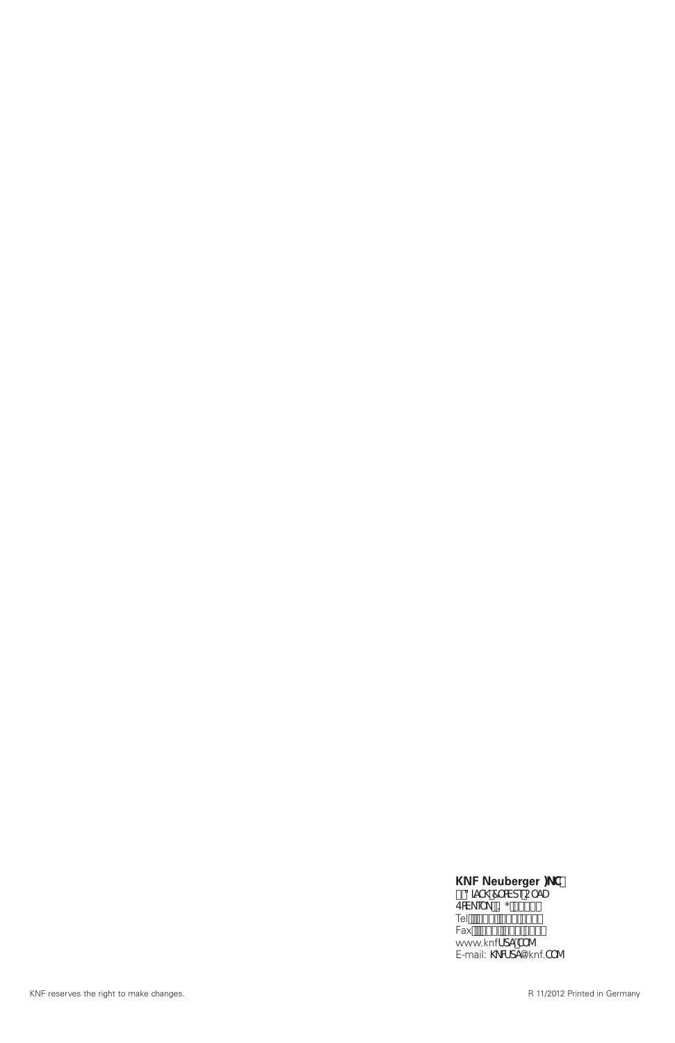**KNF Neuberger )NC**
" LACK &OREST 2OAD
4RENTON .*
Tel
Fax
www.knfUSACOM
E-mail: KNFUSA@knf.COM

KNF reserves the right to make changes.

R 11/2012 Printed in Germany